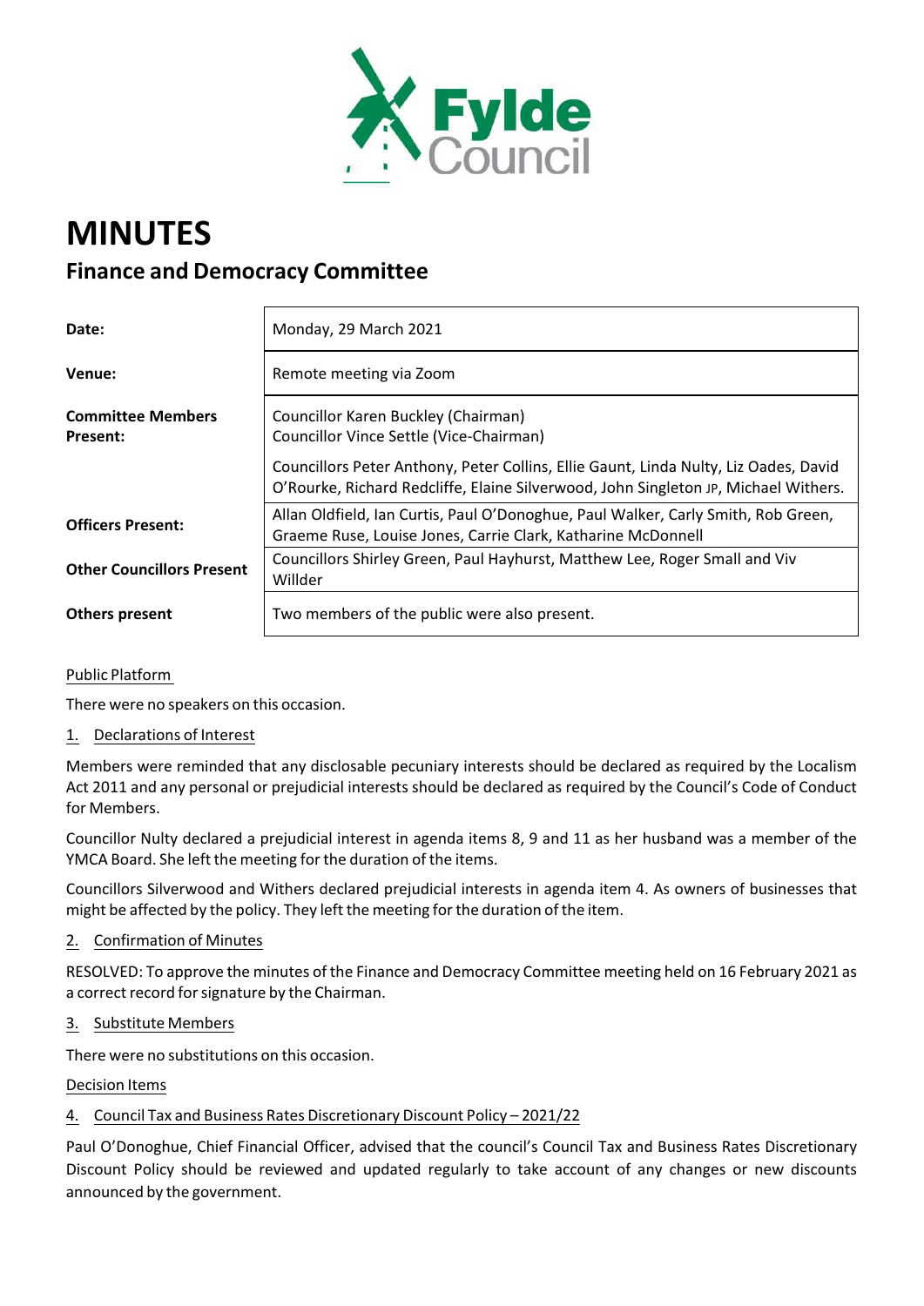# MINUTES

## Finance and Democracy Committee

| | |
|---|---|
| **Date:** | Monday, 29 March 2021 |
| **Venue:** | Remote meeting via Zoom |
| **Committee Members Present:** | Councillor Karen Buckley (Chairman)<br>Councillor Vince Settle (Vice-Chairman)<br>Councillors Peter Anthony, Peter Collins, Ellie Gaunt, Linda Nulty, Liz Oades, David O'Rourke, Richard Redcliffe, Elaine Silverwood, John Singleton JP, Michael Withers. |
| **Officers Present:** | Allan Oldfield, Ian Curtis, Paul O'Donoghue, Paul Walker, Carly Smith, Rob Green, Graeme Ruse, Louise Jones, Carrie Clark, Katharine McDonnell |
| **Other Councillors Present** | Councillors Shirley Green, Paul Hayhurst, Matthew Lee, Roger Small and Viv Willder |
| **Others present** | Two members of the public were also present. |

Public Platform

There were no speakers on this occasion.

1. Declarations of Interest

Members were reminded that any disclosable pecuniary interests should be declared as required by the Localism Act 2011 and any personal or prejudicial interests should be declared as required by the Council's Code of Conduct for Members.

Councillor Nulty declared a prejudicial interest in agenda items 8, 9 and 11 as her husband was a member of the YMCA Board. She left the meeting for the duration of the items.

Councillors Silverwood and Withers declared prejudicial interests in agenda item 4. As owners of businesses that might be affected by the policy. They left the meeting for the duration of the item.

2. Confirmation of Minutes

RESOLVED: To approve the minutes of the Finance and Democracy Committee meeting held on 16 February 2021 as a correct record for signature by the Chairman.

3. Substitute Members

There were no substitutions on this occasion.

Decision Items

4. Council Tax and Business Rates Discretionary Discount Policy – 2021/22

Paul O'Donoghue, Chief Financial Officer, advised that the council's Council Tax and Business Rates Discretionary Discount Policy should be reviewed and updated regularly to take account of any changes or new discounts announced by the government.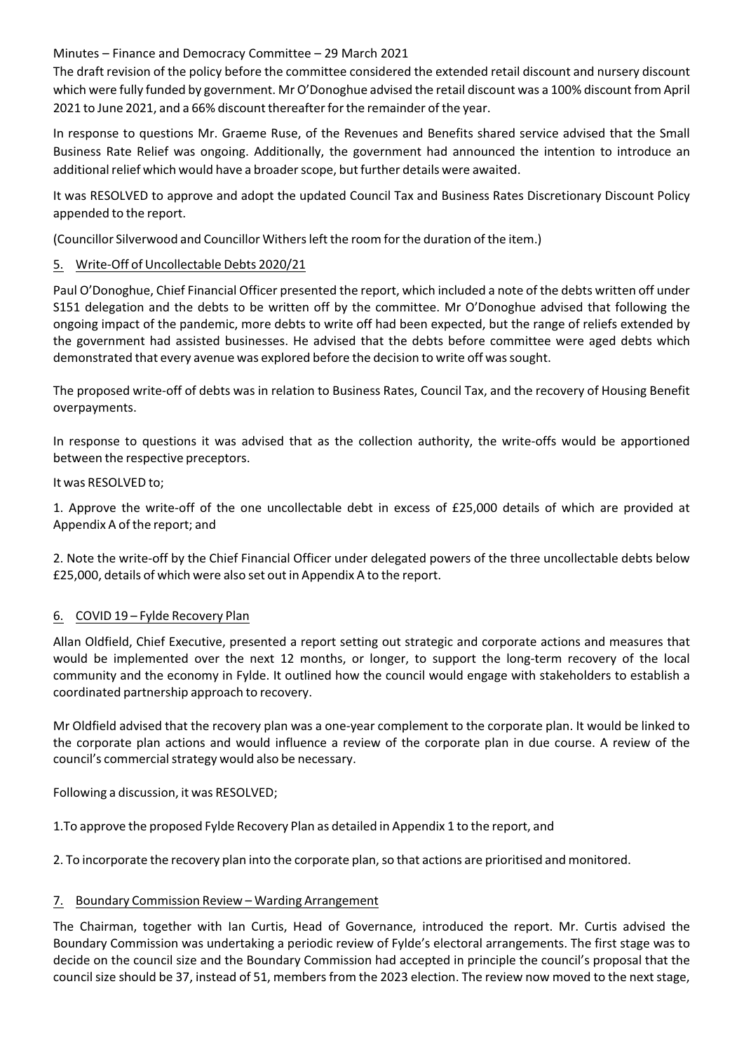Minutes – Finance and Democracy Committee – 29 March 2021

The draft revision of the policy before the committee considered the extended retail discount and nursery discount which were fully funded by government. Mr O'Donoghue advised the retail discount was a 100% discount from April 2021 to June 2021, and a 66% discount thereafter for the remainder of the year.

In response to questions Mr. Graeme Ruse, of the Revenues and Benefits shared service advised that the Small Business Rate Relief was ongoing. Additionally, the government had announced the intention to introduce an additional relief which would have a broader scope, but further details were awaited.

It was RESOLVED to approve and adopt the updated Council Tax and Business Rates Discretionary Discount Policy appended to the report.

(Councillor Silverwood and Councillor Withers left the room for the duration of the item.)

## 5. Write-Off of Uncollectable Debts 2020/21

Paul O'Donoghue, Chief Financial Officer presented the report, which included a note of the debts written off under S151 delegation and the debts to be written off by the committee. Mr O'Donoghue advised that following the ongoing impact of the pandemic, more debts to write off had been expected, but the range of reliefs extended by the government had assisted businesses. He advised that the debts before committee were aged debts which demonstrated that every avenue was explored before the decision to write off was sought.

The proposed write-off of debts was in relation to Business Rates, Council Tax, and the recovery of Housing Benefit overpayments.

In response to questions it was advised that as the collection authority, the write-offs would be apportioned between the respective preceptors.

It was RESOLVED to;

1. Approve the write-off of the one uncollectable debt in excess of £25,000 details of which are provided at Appendix A of the report; and

2. Note the write-off by the Chief Financial Officer under delegated powers of the three uncollectable debts below £25,000, details of which were also set out in Appendix A to the report.

## 6. COVID 19 – Fylde Recovery Plan

Allan Oldfield, Chief Executive, presented a report setting out strategic and corporate actions and measures that would be implemented over the next 12 months, or longer, to support the long-term recovery of the local community and the economy in Fylde. It outlined how the council would engage with stakeholders to establish a coordinated partnership approach to recovery.

Mr Oldfield advised that the recovery plan was a one-year complement to the corporate plan. It would be linked to the corporate plan actions and would influence a review of the corporate plan in due course. A review of the council's commercial strategy would also be necessary.

Following a discussion, it was RESOLVED;

1. To approve the proposed Fylde Recovery Plan as detailed in Appendix 1 to the report, and

2. To incorporate the recovery plan into the corporate plan, so that actions are prioritised and monitored.

## 7. Boundary Commission Review – Warding Arrangement

The Chairman, together with Ian Curtis, Head of Governance, introduced the report. Mr. Curtis advised the Boundary Commission was undertaking a periodic review of Fylde's electoral arrangements. The first stage was to decide on the council size and the Boundary Commission had accepted in principle the council's proposal that the council size should be 37, instead of 51, members from the 2023 election. The review now moved to the next stage,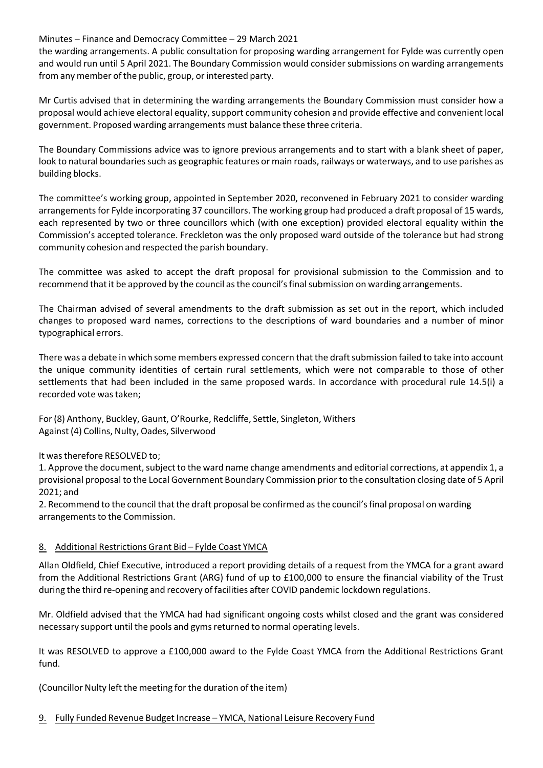the warding arrangements. A public consultation for proposing warding arrangement for Fylde was currently open and would run until 5 April 2021. The Boundary Commission would consider submissions on warding arrangements from any member of the public, group, or interested party.

Mr Curtis advised that in determining the warding arrangements the Boundary Commission must consider how a proposal would achieve electoral equality, support community cohesion and provide effective and convenient local government. Proposed warding arrangements must balance these three criteria.

The Boundary Commissions advice was to ignore previous arrangements and to start with a blank sheet of paper, look to natural boundaries such as geographic features or main roads, railways or waterways, and to use parishes as building blocks.

The committee's working group, appointed in September 2020, reconvened in February 2021 to consider warding arrangements for Fylde incorporating 37 councillors. The working group had produced a draft proposal of 15 wards, each represented by two or three councillors which (with one exception) provided electoral equality within the Commission's accepted tolerance. Freckleton was the only proposed ward outside of the tolerance but had strong community cohesion and respected the parish boundary.

The committee was asked to accept the draft proposal for provisional submission to the Commission and to recommend that it be approved by the council as the council's final submission on warding arrangements.

The Chairman advised of several amendments to the draft submission as set out in the report, which included changes to proposed ward names, corrections to the descriptions of ward boundaries and a number of minor typographical errors.

There was a debate in which some members expressed concern that the draft submission failed to take into account the unique community identities of certain rural settlements, which were not comparable to those of other settlements that had been included in the same proposed wards. In accordance with procedural rule 14.5(i) a recorded vote was taken;

For (8) Anthony, Buckley, Gaunt, O'Rourke, Redcliffe, Settle, Singleton, Withers
Against (4) Collins, Nulty, Oades, Silverwood

It was therefore RESOLVED to;

1. Approve the document, subject to the ward name change amendments and editorial corrections, at appendix 1, a provisional proposal to the Local Government Boundary Commission prior to the consultation closing date of 5 April 2021; and
2. Recommend to the council that the draft proposal be confirmed as the council's final proposal on warding arrangements to the Commission.

## 8. Additional Restrictions Grant Bid – Fylde Coast YMCA

Allan Oldfield, Chief Executive, introduced a report providing details of a request from the YMCA for a grant award from the Additional Restrictions Grant (ARG) fund of up to £100,000 to ensure the financial viability of the Trust during the third re-opening and recovery of facilities after COVID pandemic lockdown regulations.

Mr. Oldfield advised that the YMCA had had significant ongoing costs whilst closed and the grant was considered necessary support until the pools and gyms returned to normal operating levels.

It was RESOLVED to approve a £100,000 award to the Fylde Coast YMCA from the Additional Restrictions Grant fund.

(Councillor Nulty left the meeting for the duration of the item)

## 9. Fully Funded Revenue Budget Increase – YMCA, National Leisure Recovery Fund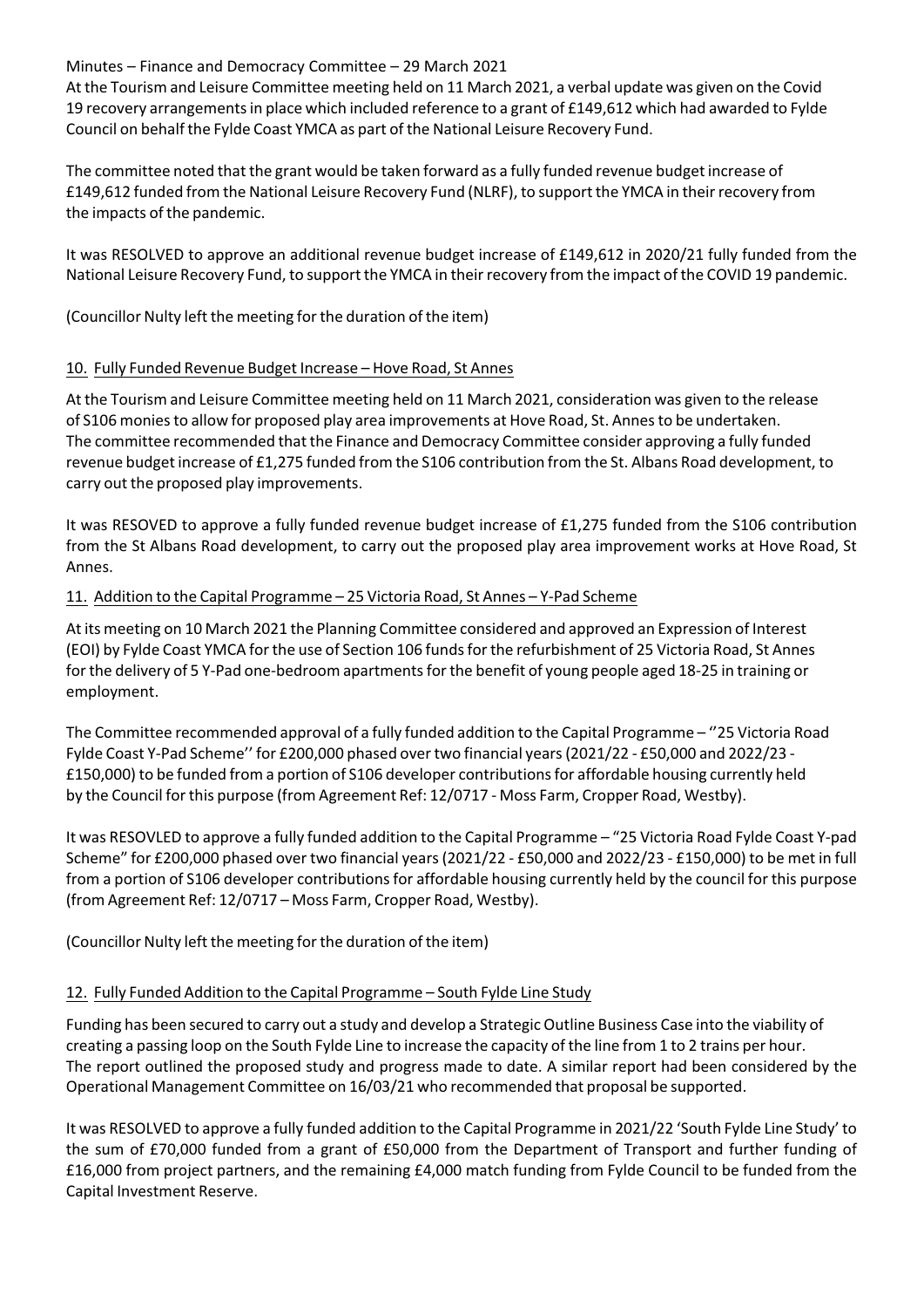Minutes – Finance and Democracy Committee – 29 March 2021

At the Tourism and Leisure Committee meeting held on 11 March 2021, a verbal update was given on the Covid 19 recovery arrangements in place which included reference to a grant of £149,612 which had awarded to Fylde Council on behalf the Fylde Coast YMCA as part of the National Leisure Recovery Fund.

The committee noted that the grant would be taken forward as a fully funded revenue budget increase of £149,612 funded from the National Leisure Recovery Fund (NLRF), to support the YMCA in their recovery from the impacts of the pandemic.

It was RESOLVED to approve an additional revenue budget increase of £149,612 in 2020/21 fully funded from the National Leisure Recovery Fund, to support the YMCA in their recovery from the impact of the COVID 19 pandemic.

(Councillor Nulty left the meeting for the duration of the item)

## 10. Fully Funded Revenue Budget Increase – Hove Road, St Annes

At the Tourism and Leisure Committee meeting held on 11 March 2021, consideration was given to the release of S106 monies to allow for proposed play area improvements at Hove Road, St. Annes to be undertaken. The committee recommended that the Finance and Democracy Committee consider approving a fully funded revenue budget increase of £1,275 funded from the S106 contribution from the St. Albans Road development, to carry out the proposed play improvements.

It was RESOVED to approve a fully funded revenue budget increase of £1,275 funded from the S106 contribution from the St Albans Road development, to carry out the proposed play area improvement works at Hove Road, St Annes.

## 11. Addition to the Capital Programme – 25 Victoria Road, St Annes – Y-Pad Scheme

At its meeting on 10 March 2021 the Planning Committee considered and approved an Expression of Interest (EOI) by Fylde Coast YMCA for the use of Section 106 funds for the refurbishment of 25 Victoria Road, St Annes for the delivery of 5 Y-Pad one-bedroom apartments for the benefit of young people aged 18-25 in training or employment.

The Committee recommended approval of a fully funded addition to the Capital Programme – ''25 Victoria Road Fylde Coast Y-Pad Scheme'' for £200,000 phased over two financial years (2021/22 - £50,000 and 2022/23 - £150,000) to be funded from a portion of S106 developer contributions for affordable housing currently held by the Council for this purpose (from Agreement Ref: 12/0717 - Moss Farm, Cropper Road, Westby).

It was RESOVLED to approve a fully funded addition to the Capital Programme – "25 Victoria Road Fylde Coast Y-pad Scheme" for £200,000 phased over two financial years (2021/22 - £50,000 and 2022/23 - £150,000) to be met in full from a portion of S106 developer contributions for affordable housing currently held by the council for this purpose (from Agreement Ref: 12/0717 – Moss Farm, Cropper Road, Westby).

(Councillor Nulty left the meeting for the duration of the item)

## 12. Fully Funded Addition to the Capital Programme – South Fylde Line Study

Funding has been secured to carry out a study and develop a Strategic Outline Business Case into the viability of creating a passing loop on the South Fylde Line to increase the capacity of the line from 1 to 2 trains per hour. The report outlined the proposed study and progress made to date. A similar report had been considered by the Operational Management Committee on 16/03/21 who recommended that proposal be supported.

It was RESOLVED to approve a fully funded addition to the Capital Programme in 2021/22 'South Fylde Line Study' to the sum of £70,000 funded from a grant of £50,000 from the Department of Transport and further funding of £16,000 from project partners, and the remaining £4,000 match funding from Fylde Council to be funded from the Capital Investment Reserve.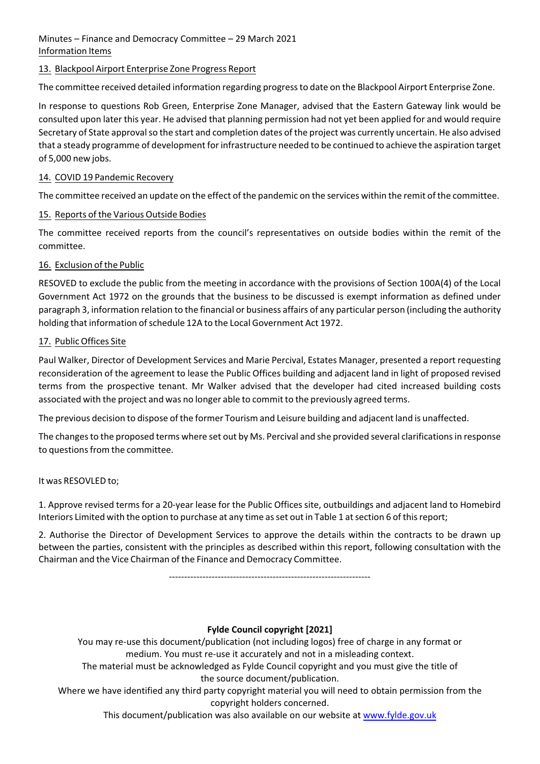Minutes – Finance and Democracy Committee – 29 March 2021

Information Items

## 13. Blackpool Airport Enterprise Zone Progress Report

The committee received detailed information regarding progress to date on the Blackpool Airport Enterprise Zone.

In response to questions Rob Green, Enterprise Zone Manager, advised that the Eastern Gateway link would be consulted upon later this year. He advised that planning permission had not yet been applied for and would require Secretary of State approval so the start and completion dates of the project was currently uncertain. He also advised that a steady programme of development for infrastructure needed to be continued to achieve the aspiration target of 5,000 new jobs.

## 14. COVID 19 Pandemic Recovery

The committee received an update on the effect of the pandemic on the services within the remit of the committee.

## 15. Reports of the Various Outside Bodies

The committee received reports from the council's representatives on outside bodies within the remit of the committee.

## 16. Exclusion of the Public

RESOVED to exclude the public from the meeting in accordance with the provisions of Section 100A(4) of the Local Government Act 1972 on the grounds that the business to be discussed is exempt information as defined under paragraph 3, information relation to the financial or business affairs of any particular person (including the authority holding that information of schedule 12A to the Local Government Act 1972.

## 17. Public Offices Site

Paul Walker, Director of Development Services and Marie Percival, Estates Manager, presented a report requesting reconsideration of the agreement to lease the Public Offices building and adjacent land in light of proposed revised terms from the prospective tenant. Mr Walker advised that the developer had cited increased building costs associated with the project and was no longer able to commit to the previously agreed terms.

The previous decision to dispose of the former Tourism and Leisure building and adjacent land is unaffected.

The changes to the proposed terms where set out by Ms. Percival and she provided several clarifications in response to questions from the committee.

It was RESOVLED to;

1. Approve revised terms for a 20-year lease for the Public Offices site, outbuildings and adjacent land to Homebird Interiors Limited with the option to purchase at any time as set out in Table 1 at section 6 of this report;

2. Authorise the Director of Development Services to approve the details within the contracts to be drawn up between the parties, consistent with the principles as described within this report, following consultation with the Chairman and the Vice Chairman of the Finance and Democracy Committee.

---

**Fylde Council copyright [2021]**

You may re-use this document/publication (not including logos) free of charge in any format or medium. You must re-use it accurately and not in a misleading context.

The material must be acknowledged as Fylde Council copyright and you must give the title of the source document/publication.

Where we have identified any third party copyright material you will need to obtain permission from the copyright holders concerned.

This document/publication was also available on our website at www.fylde.gov.uk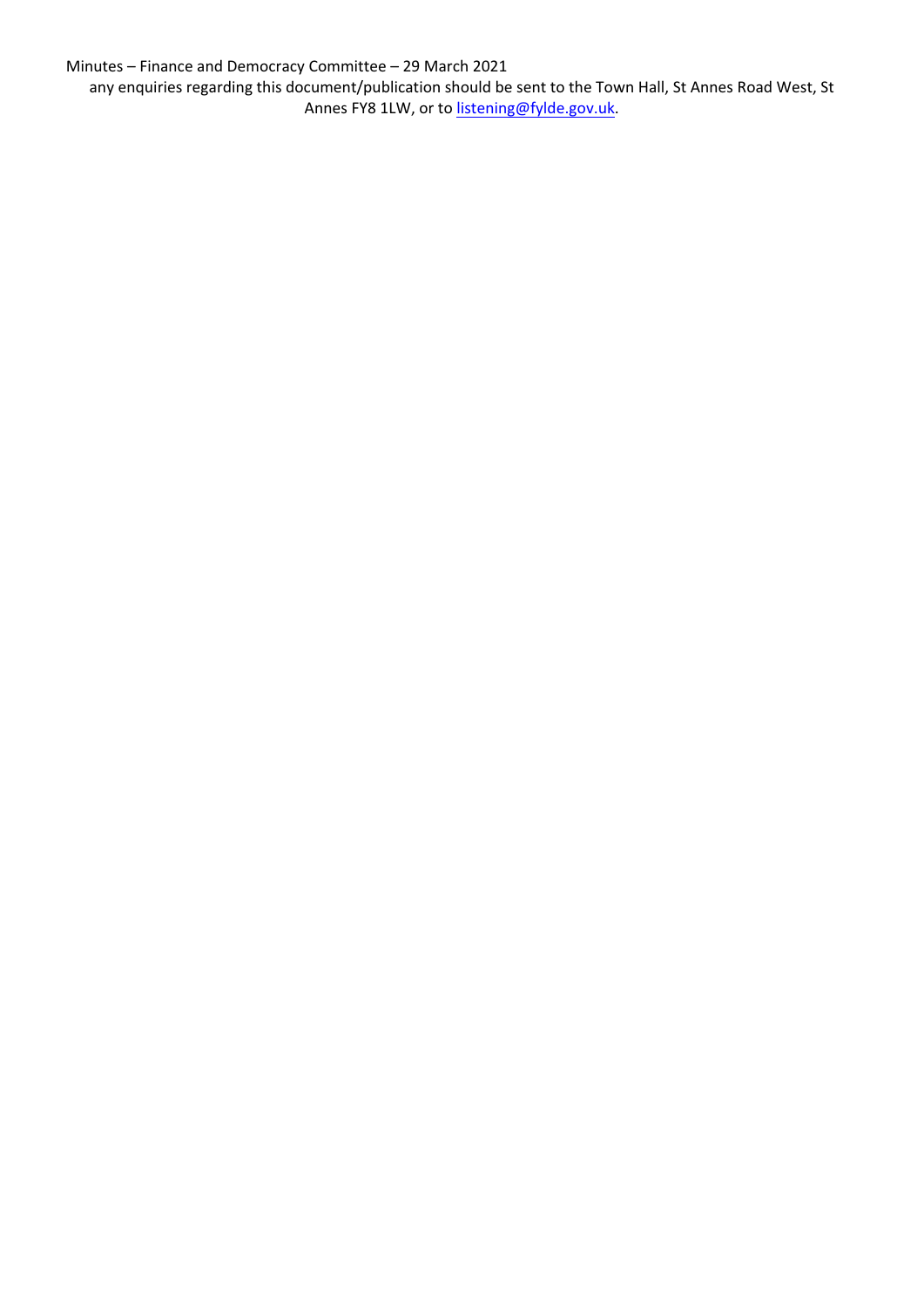any enquiries regarding this document/publication should be sent to the Town Hall, St Annes Road West, St Annes FY8 1LW, or to listening@fylde.gov.uk.